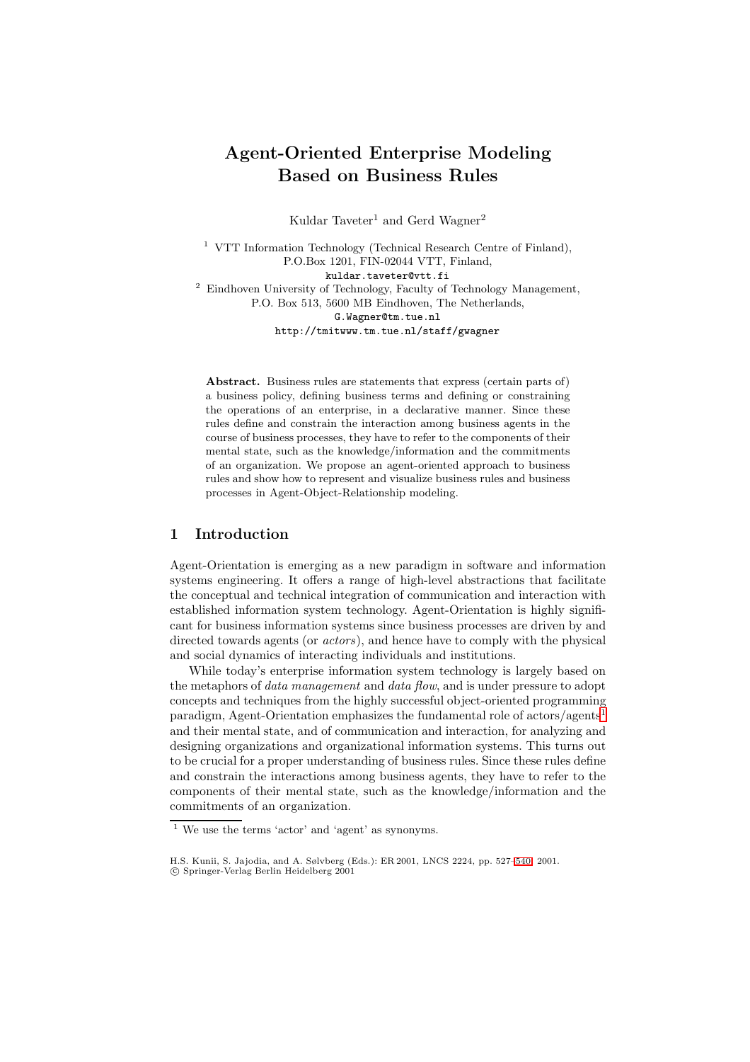# Agent-Oriented Enterprise Modeling Based on Business Rules

Kuldar Taveter[1] and Gerd Wagner[2]

[1] VTT Information Technology (Technical Research Centre of Finland), P.O.Box 1201, FIN-02044 VTT, Finland,
kuldar.taveter@vtt.fi

[2] Eindhoven University of Technology, Faculty of Technology Management, P.O. Box 513, 5600 MB Eindhoven, The Netherlands,
G.Wagner@tm.tue.nl
http://tmitwww.tm.tue.nl/staff/gwagner

**Abstract.** Business rules are statements that express (certain parts of) a business policy, defining business terms and defining or constraining the operations of an enterprise, in a declarative manner. Since these rules define and constrain the interaction among business agents in the course of business processes, they have to refer to the components of their mental state, such as the knowledge/information and the commitments of an organization. We propose an agent-oriented approach to business rules and show how to represent and visualize business rules and business processes in Agent-Object-Relationship modeling.

## 1 Introduction

Agent-Orientation is emerging as a new paradigm in software and information systems engineering. It offers a range of high-level abstractions that facilitate the conceptual and technical integration of communication and interaction with established information system technology. Agent-Orientation is highly significant for business information systems since business processes are driven by and directed towards agents (or *actors*), and hence have to comply with the physical and social dynamics of interacting individuals and institutions.

While today's enterprise information system technology is largely based on the metaphors of *data management* and *data flow*, and is under pressure to adopt concepts and techniques from the highly successful object-oriented programming paradigm, Agent-Orientation emphasizes the fundamental role of actors/agents[1] and their mental state, and of communication and interaction, for analyzing and designing organizations and organizational information systems. This turns out to be crucial for a proper understanding of business rules. Since these rules define and constrain the interactions among business agents, they have to refer to the components of their mental state, such as the knowledge/information and the commitments of an organization.

[1] We use the terms 'actor' and 'agent' as synonyms.

H.S. Kunii, S. Jajodia, and A. Sølvberg (Eds.): ER 2001, LNCS 2224, pp. 527–540, 2001.
© Springer-Verlag Berlin Heidelberg 2001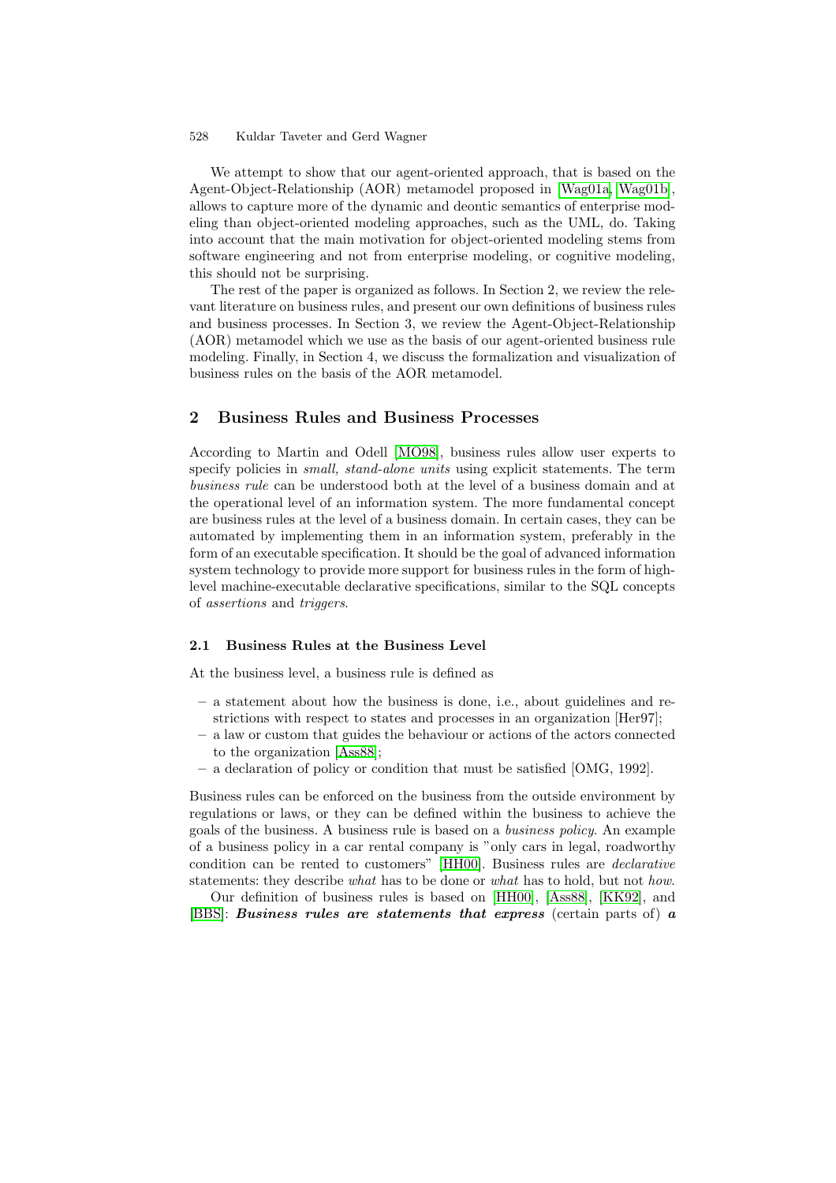We attempt to show that our agent-oriented approach, that is based on the Agent-Object-Relationship (AOR) metamodel proposed in [Wag01a, Wag01b], allows to capture more of the dynamic and deontic semantics of enterprise modeling than object-oriented modeling approaches, such as the UML, do. Taking into account that the main motivation for object-oriented modeling stems from software engineering and not from enterprise modeling, or cognitive modeling, this should not be surprising.

The rest of the paper is organized as follows. In Section 2, we review the relevant literature on business rules, and present our own definitions of business rules and business processes. In Section 3, we review the Agent-Object-Relationship (AOR) metamodel which we use as the basis of our agent-oriented business rule modeling. Finally, in Section 4, we discuss the formalization and visualization of business rules on the basis of the AOR metamodel.

## 2 Business Rules and Business Processes

According to Martin and Odell [MO98], business rules allow user experts to specify policies in *small, stand-alone units* using explicit statements. The term *business rule* can be understood both at the level of a business domain and at the operational level of an information system. The more fundamental concept are business rules at the level of a business domain. In certain cases, they can be automated by implementing them in an information system, preferably in the form of an executable specification. It should be the goal of advanced information system technology to provide more support for business rules in the form of high-level machine-executable declarative specifications, similar to the SQL concepts of *assertions* and *triggers*.

### 2.1 Business Rules at the Business Level

At the business level, a business rule is defined as

- a statement about how the business is done, i.e., about guidelines and restrictions with respect to states and processes in an organization [Her97];
- a law or custom that guides the behaviour or actions of the actors connected to the organization [Ass88];
- a declaration of policy or condition that must be satisfied [OMG, 1992].

Business rules can be enforced on the business from the outside environment by regulations or laws, or they can be defined within the business to achieve the goals of the business. A business rule is based on a *business policy*. An example of a business policy in a car rental company is "only cars in legal, roadworthy condition can be rented to customers" [HH00]. Business rules are *declarative* statements: they describe *what* has to be done or *what* has to hold, but not *how*.

Our definition of business rules is based on [HH00], [Ass88], [KK92], and [BBS]: ***Business rules are statements that express*** (certain parts of) ***a***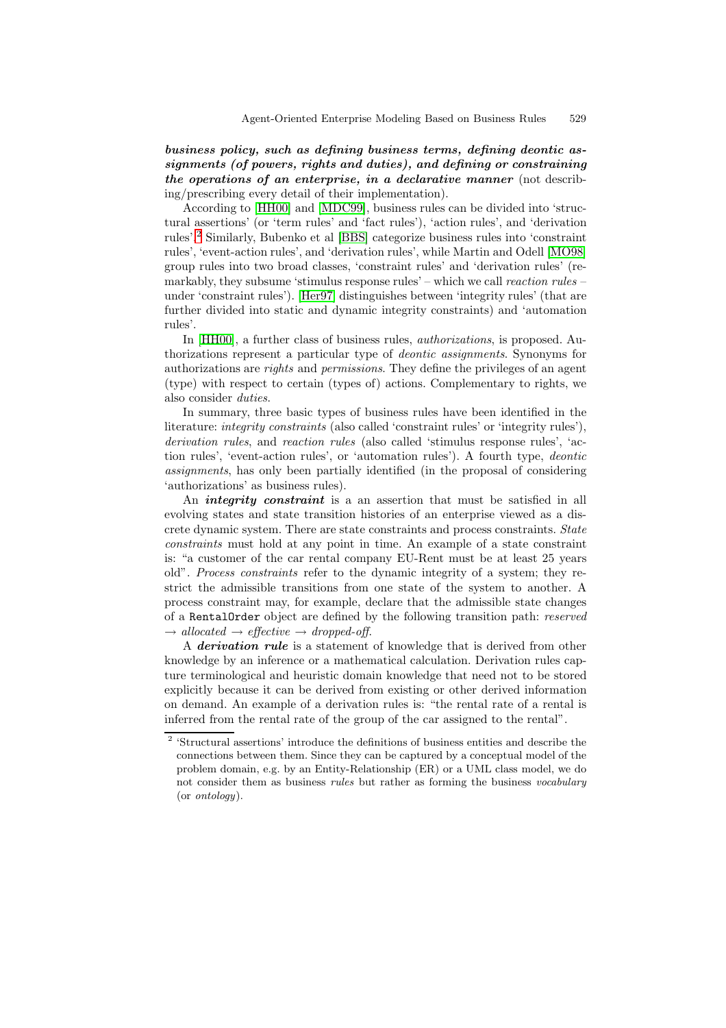***business policy, such as defining business terms, defining deontic assignments (of powers, rights and duties), and defining or constraining the operations of an enterprise, in a declarative manner*** (not describing/prescribing every detail of their implementation).

According to [HH00] and [MDC99], business rules can be divided into 'structural assertions' (or 'term rules' and 'fact rules'), 'action rules', and 'derivation rules'.[2] Similarly, Bubenko et al [BBS] categorize business rules into 'constraint rules', 'event-action rules', and 'derivation rules', while Martin and Odell [MO98] group rules into two broad classes, 'constraint rules' and 'derivation rules' (remarkably, they subsume 'stimulus response rules' – which we call *reaction rules* – under 'constraint rules'). [Her97] distinguishes between 'integrity rules' (that are further divided into static and dynamic integrity constraints) and 'automation rules'.

In [HH00], a further class of business rules, *authorizations*, is proposed. Authorizations represent a particular type of *deontic assignments*. Synonyms for authorizations are *rights* and *permissions*. They define the privileges of an agent (type) with respect to certain (types of) actions. Complementary to rights, we also consider *duties*.

In summary, three basic types of business rules have been identified in the literature: *integrity constraints* (also called 'constraint rules' or 'integrity rules'), *derivation rules*, and *reaction rules* (also called 'stimulus response rules', 'action rules', 'event-action rules', or 'automation rules'). A fourth type, *deontic assignments*, has only been partially identified (in the proposal of considering 'authorizations' as business rules).

An ***integrity constraint*** is a an assertion that must be satisfied in all evolving states and state transition histories of an enterprise viewed as a discrete dynamic system. There are state constraints and process constraints. *State constraints* must hold at any point in time. An example of a state constraint is: "a customer of the car rental company EU-Rent must be at least 25 years old". *Process constraints* refer to the dynamic integrity of a system; they restrict the admissible transitions from one state of the system to another. A process constraint may, for example, declare that the admissible state changes of a `RentalOrder` object are defined by the following transition path: *reserved* $\rightarrow$ *allocated* $\rightarrow$ *effective* $\rightarrow$ *dropped-off*.

A ***derivation rule*** is a statement of knowledge that is derived from other knowledge by an inference or a mathematical calculation. Derivation rules capture terminological and heuristic domain knowledge that need not to be stored explicitly because it can be derived from existing or other derived information on demand. An example of a derivation rules is: "the rental rate of a rental is inferred from the rental rate of the group of the car assigned to the rental".

[2] 'Structural assertions' introduce the definitions of business entities and describe the connections between them. Since they can be captured by a conceptual model of the problem domain, e.g. by an Entity-Relationship (ER) or a UML class model, we do not consider them as business *rules* but rather as forming the business *vocabulary* (or *ontology*).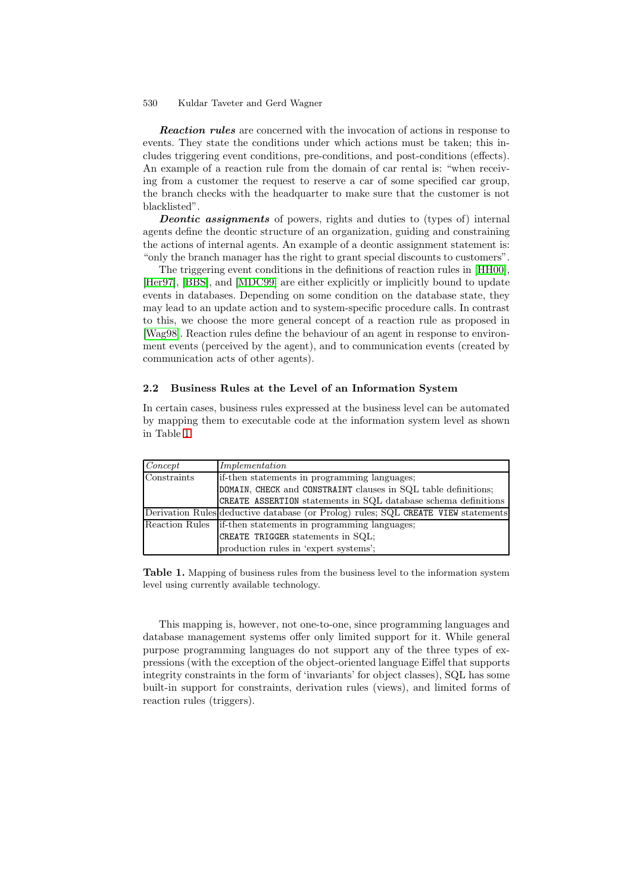***Reaction rules*** are concerned with the invocation of actions in response to events. They state the conditions under which actions must be taken; this includes triggering event conditions, pre-conditions, and post-conditions (effects). An example of a reaction rule from the domain of car rental is: "when receiving from a customer the request to reserve a car of some specified car group, the branch checks with the headquarter to make sure that the customer is not blacklisted".

***Deontic assignments*** of powers, rights and duties to (types of) internal agents define the deontic structure of an organization, guiding and constraining the actions of internal agents. An example of a deontic assignment statement is: "only the branch manager has the right to grant special discounts to customers".

The triggering event conditions in the definitions of reaction rules in [HH00], [Her97], [BBS], and [MDC99] are either explicitly or implicitly bound to update events in databases. Depending on some condition on the database state, they may lead to an update action and to system-specific procedure calls. In contrast to this, we choose the more general concept of a reaction rule as proposed in [Wag98]. Reaction rules define the behaviour of an agent in response to environment events (perceived by the agent), and to communication events (created by communication acts of other agents).

### 2.2 Business Rules at the Level of an Information System

In certain cases, business rules expressed at the business level can be automated by mapping them to executable code at the information system level as shown in Table 1.

| *Concept* | *Implementation* |
|---|---|
| Constraints | if-then statements in programming languages; `DOMAIN`, `CHECK` and `CONSTRAINT` clauses in SQL table definitions; `CREATE ASSERTION` statements in SQL database schema definitions |
| Derivation Rules | deductive database (or Prolog) rules; SQL `CREATE VIEW` statements |
| Reaction Rules | if-then statements in programming languages; `CREATE TRIGGER` statements in SQL; production rules in 'expert systems'; |

**Table 1.** Mapping of business rules from the business level to the information system level using currently available technology.

This mapping is, however, not one-to-one, since programming languages and database management systems offer only limited support for it. While general purpose programming languages do not support any of the three types of expressions (with the exception of the object-oriented language Eiffel that supports integrity constraints in the form of 'invariants' for object classes), SQL has some built-in support for constraints, derivation rules (views), and limited forms of reaction rules (triggers).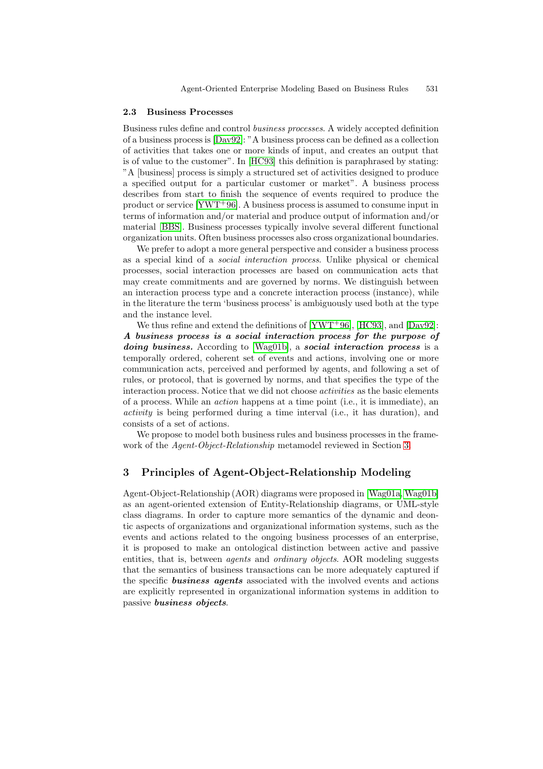### 2.3 Business Processes

Business rules define and control *business processes*. A widely accepted definition of a business process is [Dav92]: "A business process can be defined as a collection of activities that takes one or more kinds of input, and creates an output that is of value to the customer". In [HC93] this definition is paraphrased by stating: "A [business] process is simply a structured set of activities designed to produce a specified output for a particular customer or market". A business process describes from start to finish the sequence of events required to produce the product or service [YWT+96]. A business process is assumed to consume input in terms of information and/or material and produce output of information and/or material [BBS]. Business processes typically involve several different functional organization units. Often business processes also cross organizational boundaries.

We prefer to adopt a more general perspective and consider a business process as a special kind of a *social interaction process*. Unlike physical or chemical processes, social interaction processes are based on communication acts that may create commitments and are governed by norms. We distinguish between an interaction process type and a concrete interaction process (instance), while in the literature the term 'business process' is ambiguously used both at the type and the instance level.

We thus refine and extend the definitions of [YWT+96], [HC93], and [Dav92]: ***A business process is a social interaction process for the purpose of doing business.*** According to [Wag01b], a ***social interaction process*** is a temporally ordered, coherent set of events and actions, involving one or more communication acts, perceived and performed by agents, and following a set of rules, or protocol, that is governed by norms, and that specifies the type of the interaction process. Notice that we did not choose *activities* as the basic elements of a process. While an *action* happens at a time point (i.e., it is immediate), an *activity* is being performed during a time interval (i.e., it has duration), and consists of a set of actions.

We propose to model both business rules and business processes in the framework of the *Agent-Object-Relationship* metamodel reviewed in Section 3.

## 3 Principles of Agent-Object-Relationship Modeling

Agent-Object-Relationship (AOR) diagrams were proposed in [Wag01a, Wag01b] as an agent-oriented extension of Entity-Relationship diagrams, or UML-style class diagrams. In order to capture more semantics of the dynamic and deontic aspects of organizations and organizational information systems, such as the events and actions related to the ongoing business processes of an enterprise, it is proposed to make an ontological distinction between active and passive entities, that is, between *agents* and *ordinary objects*. AOR modeling suggests that the semantics of business transactions can be more adequately captured if the specific ***business agents*** associated with the involved events and actions are explicitly represented in organizational information systems in addition to passive ***business objects***.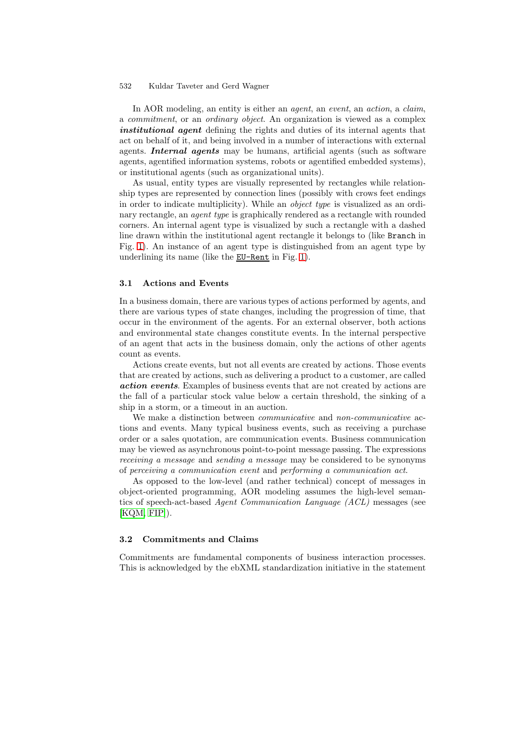In AOR modeling, an entity is either an *agent*, an *event*, an *action*, a *claim*, a *commitment*, or an *ordinary object*. An organization is viewed as a complex ***institutional agent*** defining the rights and duties of its internal agents that act on behalf of it, and being involved in a number of interactions with external agents. ***Internal agents*** may be humans, artificial agents (such as software agents, agentified information systems, robots or agentified embedded systems), or institutional agents (such as organizational units).

As usual, entity types are visually represented by rectangles while relationship types are represented by connection lines (possibly with crows feet endings in order to indicate multiplicity). While an *object type* is visualized as an ordinary rectangle, an *agent type* is graphically rendered as a rectangle with rounded corners. An internal agent type is visualized by such a rectangle with a dashed line drawn within the institutional agent rectangle it belongs to (like `Branch` in Fig. 1). An instance of an agent type is distinguished from an agent type by underlining its name (like the <u>`EU-Rent`</u> in Fig. 1).

### 3.1 Actions and Events

In a business domain, there are various types of actions performed by agents, and there are various types of state changes, including the progression of time, that occur in the environment of the agents. For an external observer, both actions and environmental state changes constitute events. In the internal perspective of an agent that acts in the business domain, only the actions of other agents count as events.

Actions create events, but not all events are created by actions. Those events that are created by actions, such as delivering a product to a customer, are called ***action events***. Examples of business events that are not created by actions are the fall of a particular stock value below a certain threshold, the sinking of a ship in a storm, or a timeout in an auction.

We make a distinction between *communicative* and *non-communicative* actions and events. Many typical business events, such as receiving a purchase order or a sales quotation, are communication events. Business communication may be viewed as asynchronous point-to-point message passing. The expressions *receiving a message* and *sending a message* may be considered to be synonyms of *perceiving a communication event* and *performing a communication act*.

As opposed to the low-level (and rather technical) concept of messages in object-oriented programming, AOR modeling assumes the high-level semantics of speech-act-based *Agent Communication Language (ACL)* messages (see [KQM, FIP]).

### 3.2 Commitments and Claims

Commitments are fundamental components of business interaction processes. This is acknowledged by the ebXML standardization initiative in the statement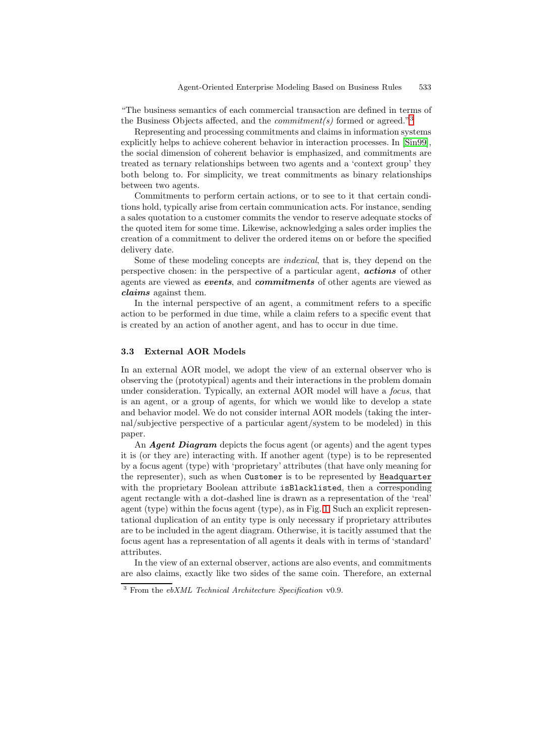"The business semantics of each commercial transaction are defined in terms of the Business Objects affected, and the *commitment(s)* formed or agreed."[3]

Representing and processing commitments and claims in information systems explicitly helps to achieve coherent behavior in interaction processes. In [Sin99], the social dimension of coherent behavior is emphasized, and commitments are treated as ternary relationships between two agents and a 'context group' they both belong to. For simplicity, we treat commitments as binary relationships between two agents.

Commitments to perform certain actions, or to see to it that certain conditions hold, typically arise from certain communication acts. For instance, sending a sales quotation to a customer commits the vendor to reserve adequate stocks of the quoted item for some time. Likewise, acknowledging a sales order implies the creation of a commitment to deliver the ordered items on or before the specified delivery date.

Some of these modeling concepts are *indexical*, that is, they depend on the perspective chosen: in the perspective of a particular agent, ***actions*** of other agents are viewed as ***events***, and ***commitments*** of other agents are viewed as ***claims*** against them.

In the internal perspective of an agent, a commitment refers to a specific action to be performed in due time, while a claim refers to a specific event that is created by an action of another agent, and has to occur in due time.

### 3.3 External AOR Models

In an external AOR model, we adopt the view of an external observer who is observing the (prototypical) agents and their interactions in the problem domain under consideration. Typically, an external AOR model will have a *focus*, that is an agent, or a group of agents, for which we would like to develop a state and behavior model. We do not consider internal AOR models (taking the internal/subjective perspective of a particular agent/system to be modeled) in this paper.

An ***Agent Diagram*** depicts the focus agent (or agents) and the agent types it is (or they are) interacting with. If another agent (type) is to be represented by a focus agent (type) with 'proprietary' attributes (that have only meaning for the representer), such as when `Customer` is to be represented by `Headquarter` with the proprietary Boolean attribute `isBlacklisted`, then a corresponding agent rectangle with a dot-dashed line is drawn as a representation of the 'real' agent (type) within the focus agent (type), as in Fig. 1. Such an explicit representational duplication of an entity type is only necessary if proprietary attributes are to be included in the agent diagram. Otherwise, it is tacitly assumed that the focus agent has a representation of all agents it deals with in terms of 'standard' attributes.

In the view of an external observer, actions are also events, and commitments are also claims, exactly like two sides of the same coin. Therefore, an external

---

[3] From the *ebXML Technical Architecture Specification* v0.9.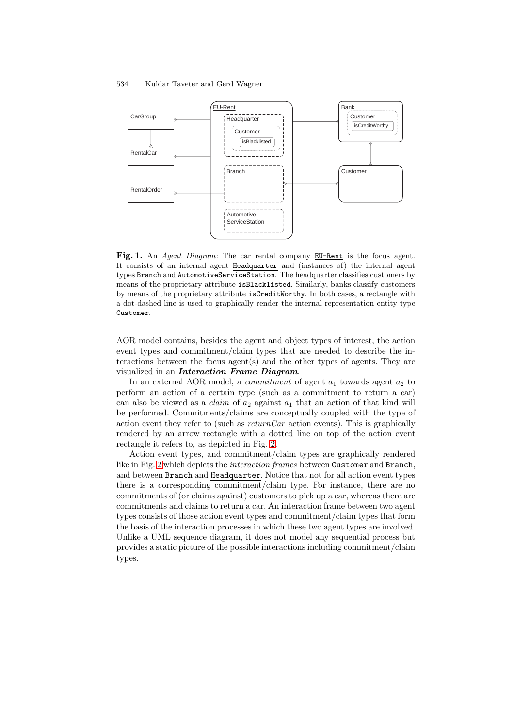**Fig. 1.** An *Agent Diagram*: The car rental company EU-Rent is the focus agent. It consists of an internal agent Headquarter and (instances of) the internal agent types Branch and AutomotiveServiceStation. The headquarter classifies customers by means of the proprietary attribute isBlacklisted. Similarly, banks classify customers by means of the proprietary attribute isCreditWorthy. In both cases, a rectangle with a dot-dashed line is used to graphically render the internal representation entity type Customer.

AOR model contains, besides the agent and object types of interest, the action event types and commitment/claim types that are needed to describe the interactions between the focus agent(s) and the other types of agents. They are visualized in an ***Interaction Frame Diagram***.

In an external AOR model, a *commitment* of agent $a_1$ towards agent $a_2$ to perform an action of a certain type (such as a commitment to return a car) can also be viewed as a *claim* of $a_2$ against $a_1$ that an action of that kind will be performed. Commitments/claims are conceptually coupled with the type of action event they refer to (such as *returnCar* action events). This is graphically rendered by an arrow rectangle with a dotted line on top of the action event rectangle it refers to, as depicted in Fig. 2.

Action event types, and commitment/claim types are graphically rendered like in Fig. 2 which depicts the *interaction frames* between Customer and Branch, and between Branch and Headquarter. Notice that not for all action event types there is a corresponding commitment/claim type. For instance, there are no commitments of (or claims against) customers to pick up a car, whereas there are commitments and claims to return a car. An interaction frame between two agent types consists of those action event types and commitment/claim types that form the basis of the interaction processes in which these two agent types are involved. Unlike a UML sequence diagram, it does not model any sequential process but provides a static picture of the possible interactions including commitment/claim types.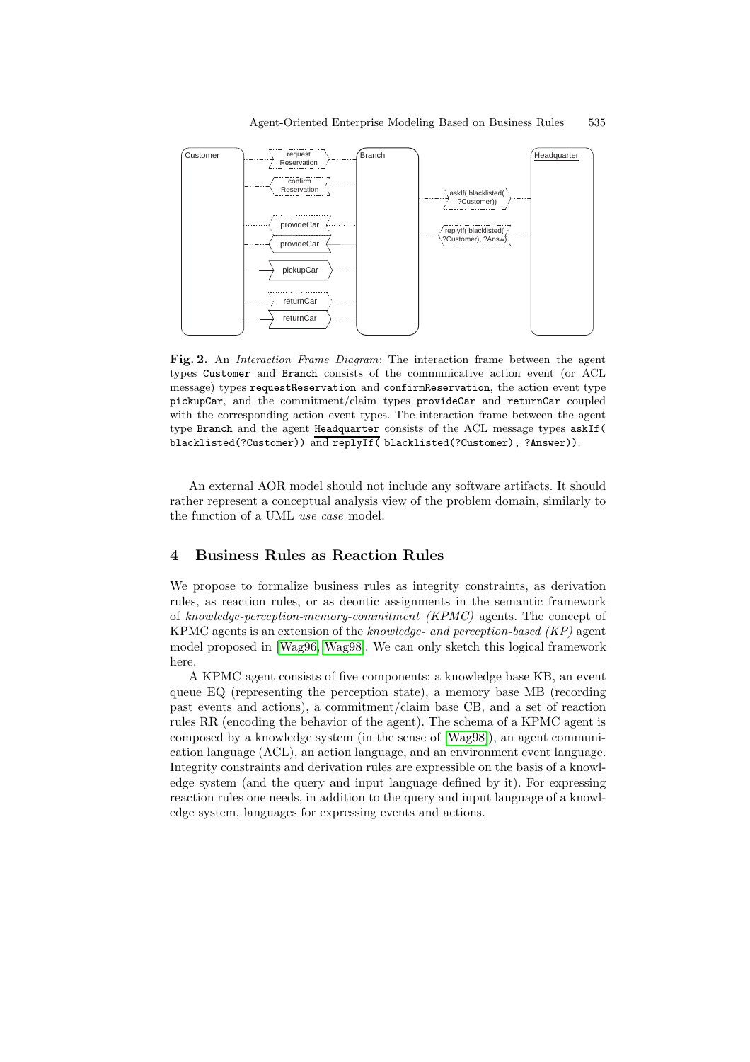**Fig. 2.** An *Interaction Frame Diagram*: The interaction frame between the agent types `Customer` and `Branch` consists of the communicative action event (or ACL message) types `requestReservation` and `confirmReservation`, the action event type `pickupCar`, and the commitment/claim types `provideCar` and `returnCar` coupled with the corresponding action event types. The interaction frame between the agent type `Branch` and the agent Headquarter consists of the ACL message types `askIf( blacklisted(?Customer))` and `replyIf( blacklisted(?Customer), ?Answer))`.

An external AOR model should not include any software artifacts. It should rather represent a conceptual analysis view of the problem domain, similarly to the function of a UML *use case* model.

## 4 Business Rules as Reaction Rules

We propose to formalize business rules as integrity constraints, as derivation rules, as reaction rules, or as deontic assignments in the semantic framework of *knowledge-perception-memory-commitment (KPMC)* agents. The concept of KPMC agents is an extension of the *knowledge- and perception-based (KP)* agent model proposed in [Wag96, Wag98]. We can only sketch this logical framework here.

A KPMC agent consists of five components: a knowledge base KB, an event queue EQ (representing the perception state), a memory base MB (recording past events and actions), a commitment/claim base CB, and a set of reaction rules RR (encoding the behavior of the agent). The schema of a KPMC agent is composed by a knowledge system (in the sense of [Wag98]), an agent communication language (ACL), an action language, and an environment event language. Integrity constraints and derivation rules are expressible on the basis of a knowledge system (and the query and input language defined by it). For expressing reaction rules one needs, in addition to the query and input language of a knowledge system, languages for expressing events and actions.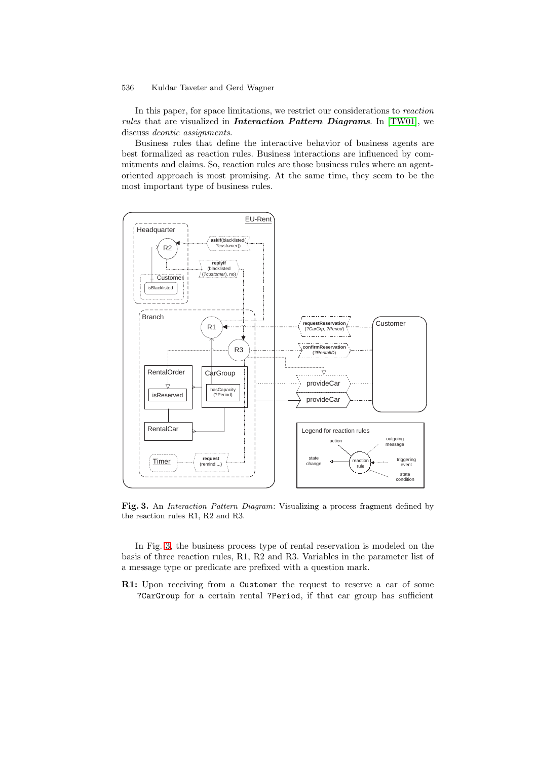In this paper, for space limitations, we restrict our considerations to *reaction rules* that are visualized in ***Interaction Pattern Diagrams***. In [TW01], we discuss *deontic assignments*.

Business rules that define the interactive behavior of business agents are best formalized as reaction rules. Business interactions are influenced by commitments and claims. So, reaction rules are those business rules where an agent-oriented approach is most promising. At the same time, they seem to be the most important type of business rules.

**Fig. 3.** An *Interaction Pattern Diagram*: Visualizing a process fragment defined by the reaction rules R1, R2 and R3.

In Fig. 3, the business process type of rental reservation is modeled on the basis of three reaction rules, R1, R2 and R3. Variables in the parameter list of a message type or predicate are prefixed with a question mark.

**R1:** Upon receiving from a `Customer` the request to reserve a car of some `?CarGroup` for a certain rental `?Period`, if that car group has sufficient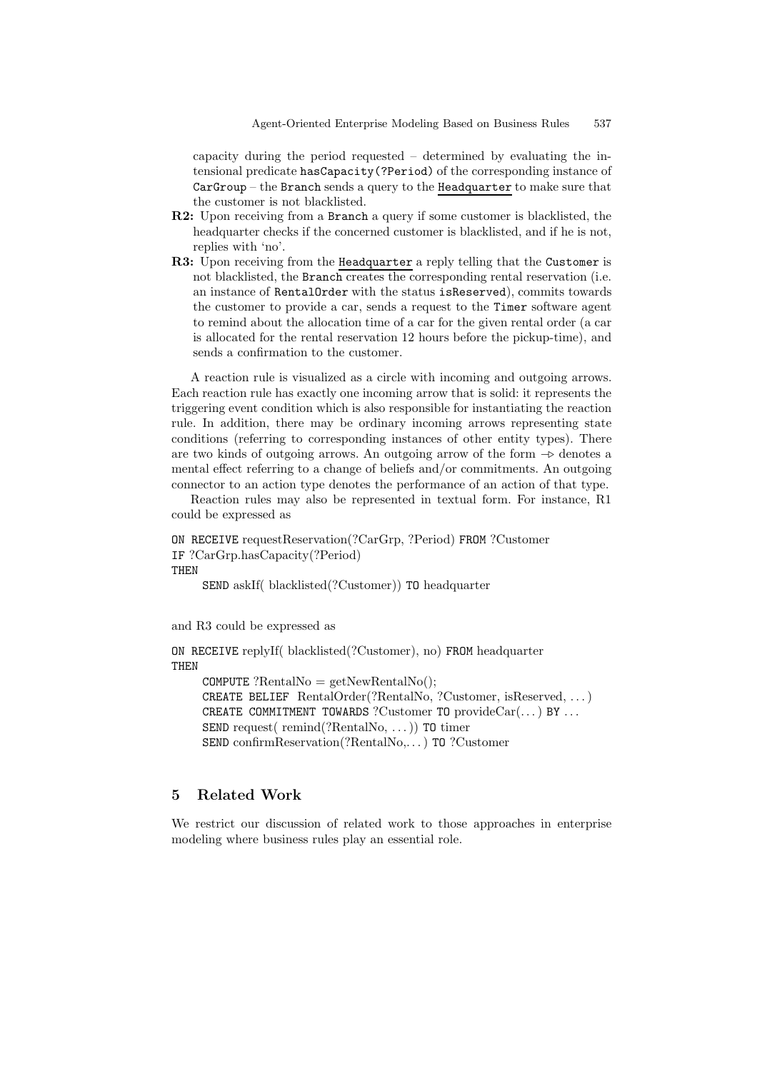capacity during the period requested – determined by evaluating the intensional predicate `hasCapacity(?Period)` of the corresponding instance of `CarGroup` – the `Branch` sends a query to the <u>`Headquarter`</u> to make sure that the customer is not blacklisted.

**R2:** Upon receiving from a `Branch` a query if some customer is blacklisted, the headquarter checks if the concerned customer is blacklisted, and if he is not, replies with 'no'.

**R3:** Upon receiving from the <u>`Headquarter`</u> a reply telling that the `Customer` is not blacklisted, the `Branch` creates the corresponding rental reservation (i.e. an instance of `RentalOrder` with the status `isReserved`), commits towards the customer to provide a car, sends a request to the `Timer` software agent to remind about the allocation time of a car for the given rental order (a car is allocated for the rental reservation 12 hours before the pickup-time), and sends a confirmation to the customer.

A reaction rule is visualized as a circle with incoming and outgoing arrows. Each reaction rule has exactly one incoming arrow that is solid: it represents the triggering event condition which is also responsible for instantiating the reaction rule. In addition, there may be ordinary incoming arrows representing state conditions (referring to corresponding instances of other entity types). There are two kinds of outgoing arrows. An outgoing arrow of the form −▷ denotes a mental effect referring to a change of beliefs and/or commitments. An outgoing connector to an action type denotes the performance of an action of that type.

Reaction rules may also be represented in textual form. For instance, R1 could be expressed as

```
ON RECEIVE requestReservation(?CarGrp, ?Period) FROM ?Customer
IF ?CarGrp.hasCapacity(?Period)
THEN
    SEND askIf( blacklisted(?Customer)) TO headquarter
```

and R3 could be expressed as

```
ON RECEIVE replyIf( blacklisted(?Customer), no) FROM headquarter
THEN
    COMPUTE ?RentalNo = getNewRentalNo();
    CREATE BELIEF  RentalOrder(?RentalNo, ?Customer, isReserved, ...)
    CREATE COMMITMENT TOWARDS ?Customer TO provideCar(...) BY ...
    SEND request( remind(?RentalNo, ...)) TO timer
    SEND confirmReservation(?RentalNo,...) TO ?Customer
```

## 5 Related Work

We restrict our discussion of related work to those approaches in enterprise modeling where business rules play an essential role.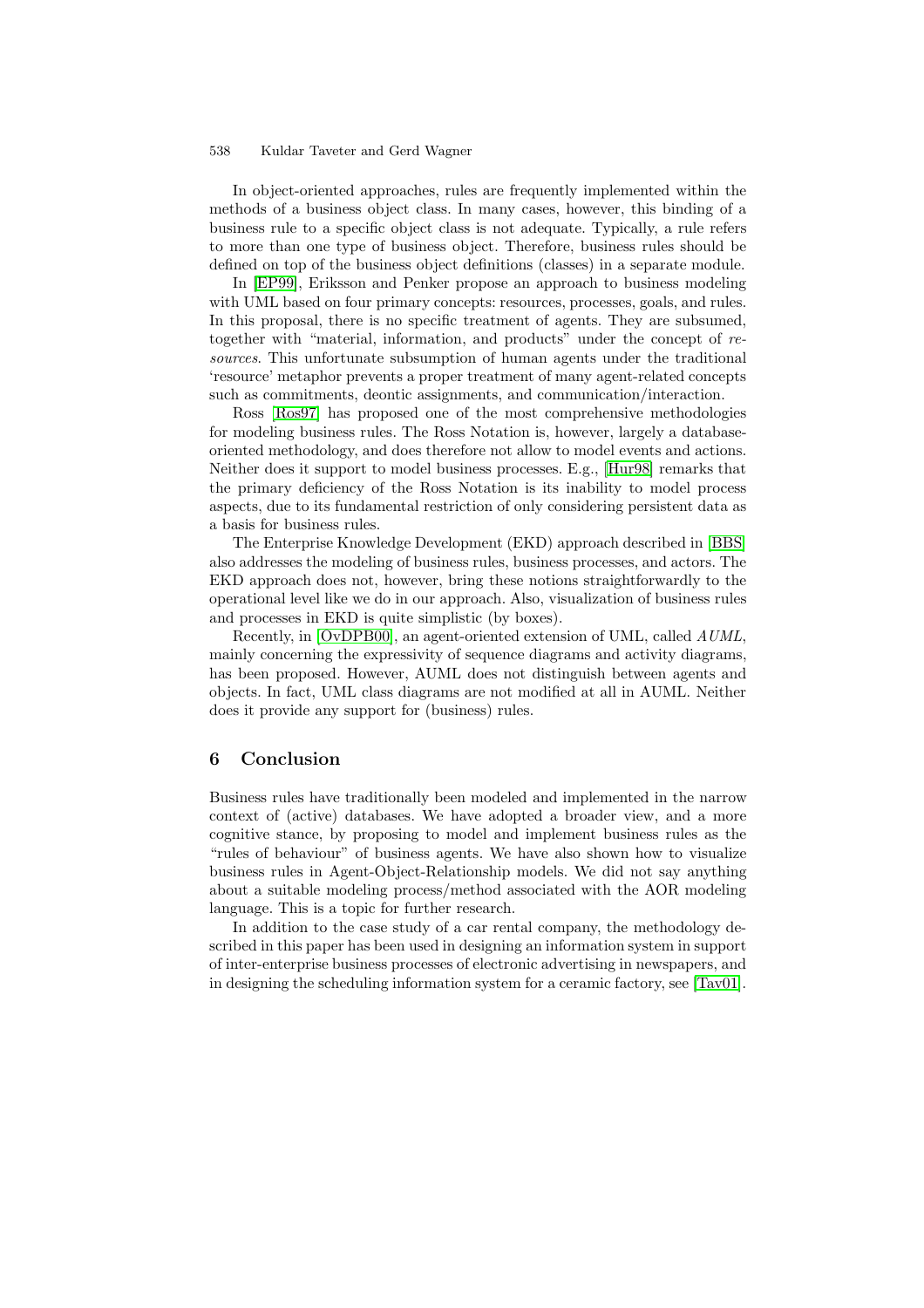In object-oriented approaches, rules are frequently implemented within the methods of a business object class. In many cases, however, this binding of a business rule to a specific object class is not adequate. Typically, a rule refers to more than one type of business object. Therefore, business rules should be defined on top of the business object definitions (classes) in a separate module.

In [EP99], Eriksson and Penker propose an approach to business modeling with UML based on four primary concepts: resources, processes, goals, and rules. In this proposal, there is no specific treatment of agents. They are subsumed, together with "material, information, and products" under the concept of *resources*. This unfortunate subsumption of human agents under the traditional 'resource' metaphor prevents a proper treatment of many agent-related concepts such as commitments, deontic assignments, and communication/interaction.

Ross [Ros97] has proposed one of the most comprehensive methodologies for modeling business rules. The Ross Notation is, however, largely a database-oriented methodology, and does therefore not allow to model events and actions. Neither does it support to model business processes. E.g., [Hur98] remarks that the primary deficiency of the Ross Notation is its inability to model process aspects, due to its fundamental restriction of only considering persistent data as a basis for business rules.

The Enterprise Knowledge Development (EKD) approach described in [BBS] also addresses the modeling of business rules, business processes, and actors. The EKD approach does not, however, bring these notions straightforwardly to the operational level like we do in our approach. Also, visualization of business rules and processes in EKD is quite simplistic (by boxes).

Recently, in [OvDPB00], an agent-oriented extension of UML, called *AUML*, mainly concerning the expressivity of sequence diagrams and activity diagrams, has been proposed. However, AUML does not distinguish between agents and objects. In fact, UML class diagrams are not modified at all in AUML. Neither does it provide any support for (business) rules.

## 6 Conclusion

Business rules have traditionally been modeled and implemented in the narrow context of (active) databases. We have adopted a broader view, and a more cognitive stance, by proposing to model and implement business rules as the "rules of behaviour" of business agents. We have also shown how to visualize business rules in Agent-Object-Relationship models. We did not say anything about a suitable modeling process/method associated with the AOR modeling language. This is a topic for further research.

In addition to the case study of a car rental company, the methodology described in this paper has been used in designing an information system in support of inter-enterprise business processes of electronic advertising in newspapers, and in designing the scheduling information system for a ceramic factory, see [Tav01].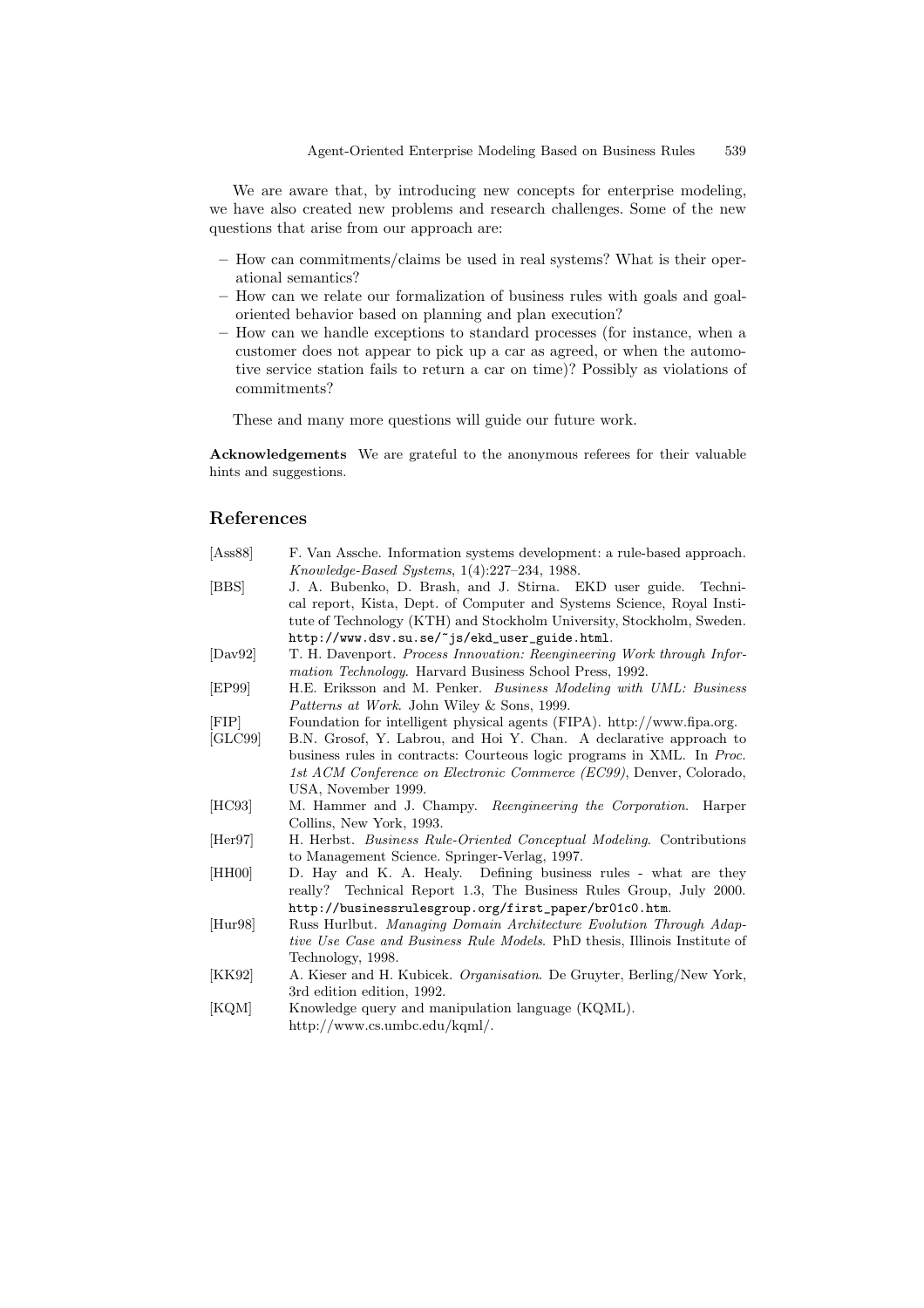We are aware that, by introducing new concepts for enterprise modeling, we have also created new problems and research challenges. Some of the new questions that arise from our approach are:

– How can commitments/claims be used in real systems? What is their operational semantics?
– How can we relate our formalization of business rules with goals and goal-oriented behavior based on planning and plan execution?
– How can we handle exceptions to standard processes (for instance, when a customer does not appear to pick up a car as agreed, or when the automotive service station fails to return a car on time)? Possibly as violations of commitments?

These and many more questions will guide our future work.

**Acknowledgements** We are grateful to the anonymous referees for their valuable hints and suggestions.

## References

[Ass88] F. Van Assche. Information systems development: a rule-based approach. *Knowledge-Based Systems*, 1(4):227–234, 1988.

[BBS] J. A. Bubenko, D. Brash, and J. Stirna. EKD user guide. Technical report, Kista, Dept. of Computer and Systems Science, Royal Institute of Technology (KTH) and Stockholm University, Stockholm, Sweden. `http://www.dsv.su.se/~js/ekd_user_guide.html`.

[Dav92] T. H. Davenport. *Process Innovation: Reengineering Work through Information Technology*. Harvard Business School Press, 1992.

[EP99] H.E. Eriksson and M. Penker. *Business Modeling with UML: Business Patterns at Work*. John Wiley & Sons, 1999.

[FIP] Foundation for intelligent physical agents (FIPA). http://www.fipa.org.

[GLC99] B.N. Grosof, Y. Labrou, and Hoi Y. Chan. A declarative approach to business rules in contracts: Courteous logic programs in XML. In *Proc. 1st ACM Conference on Electronic Commerce (EC99)*, Denver, Colorado, USA, November 1999.

[HC93] M. Hammer and J. Champy. *Reengineering the Corporation*. Harper Collins, New York, 1993.

[Her97] H. Herbst. *Business Rule-Oriented Conceptual Modeling*. Contributions to Management Science. Springer-Verlag, 1997.

[HH00] D. Hay and K. A. Healy. Defining business rules - what are they really? Technical Report 1.3, The Business Rules Group, July 2000. `http://businessrulesgroup.org/first_paper/br01c0.htm`.

[Hur98] Russ Hurlbut. *Managing Domain Architecture Evolution Through Adaptive Use Case and Business Rule Models*. PhD thesis, Illinois Institute of Technology, 1998.

[KK92] A. Kieser and H. Kubicek. *Organisation*. De Gruyter, Berling/New York, 3rd edition edition, 1992.

[KQM] Knowledge query and manipulation language (KQML). http://www.cs.umbc.edu/kqml/.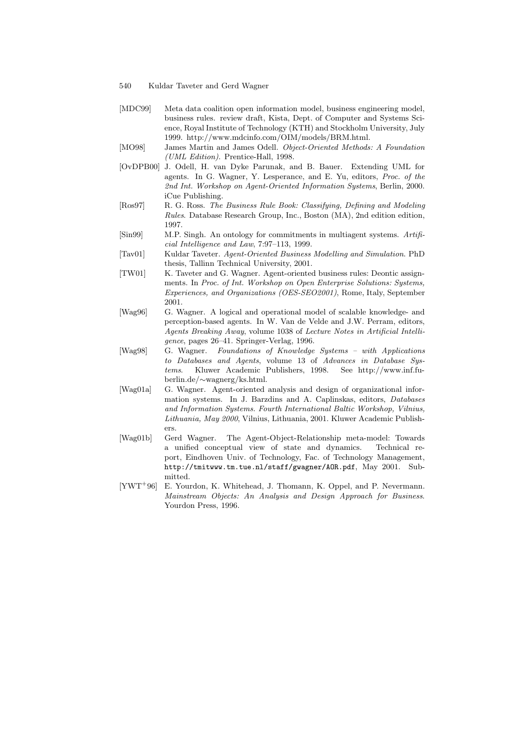[MDC99] Meta data coalition open information model, business engineering model, business rules. review draft, Kista, Dept. of Computer and Systems Science, Royal Institute of Technology (KTH) and Stockholm University, July 1999. http://www.mdcinfo.com/OIM/models/BRM.html.

[MO98] James Martin and James Odell. *Object-Oriented Methods: A Foundation (UML Edition)*. Prentice-Hall, 1998.

[OvDPB00] J. Odell, H. van Dyke Parunak, and B. Bauer. Extending UML for agents. In G. Wagner, Y. Lesperance, and E. Yu, editors, *Proc. of the 2nd Int. Workshop on Agent-Oriented Information Systems*, Berlin, 2000. iCue Publishing.

[Ros97] R. G. Ross. *The Business Rule Book: Classifying, Defining and Modeling Rules*. Database Research Group, Inc., Boston (MA), 2nd edition edition, 1997.

[Sin99] M.P. Singh. An ontology for commitments in multiagent systems. *Artificial Intelligence and Law*, 7:97–113, 1999.

[Tav01] Kuldar Taveter. *Agent-Oriented Business Modelling and Simulation*. PhD thesis, Tallinn Technical University, 2001.

[TW01] K. Taveter and G. Wagner. Agent-oriented business rules: Deontic assignments. In *Proc. of Int. Workshop on Open Enterprise Solutions: Systems, Experiences, and Organizations (OES-SEO2001)*, Rome, Italy, September 2001.

[Wag96] G. Wagner. A logical and operational model of scalable knowledge- and perception-based agents. In W. Van de Velde and J.W. Perram, editors, *Agents Breaking Away*, volume 1038 of *Lecture Notes in Artificial Intelligence*, pages 26–41. Springer-Verlag, 1996.

[Wag98] G. Wagner. *Foundations of Knowledge Systems – with Applications to Databases and Agents*, volume 13 of *Advances in Database Systems*. Kluwer Academic Publishers, 1998. See http://www.inf.fu-berlin.de/∼wagnerg/ks.html.

[Wag01a] G. Wagner. Agent-oriented analysis and design of organizational information systems. In J. Barzdins and A. Caplinskas, editors, *Databases and Information Systems. Fourth International Baltic Workshop, Vilnius, Lithuania, May 2000*, Vilnius, Lithuania, 2001. Kluwer Academic Publishers.

[Wag01b] Gerd Wagner. The Agent-Object-Relationship meta-model: Towards a unified conceptual view of state and dynamics. Technical report, Eindhoven Univ. of Technology, Fac. of Technology Management, `http://tmitwww.tm.tue.nl/staff/gwagner/AOR.pdf`, May 2001. Submitted.

[YWT+96] E. Yourdon, K. Whitehead, J. Thomann, K. Oppel, and P. Nevermann. *Mainstream Objects: An Analysis and Design Approach for Business*. Yourdon Press, 1996.